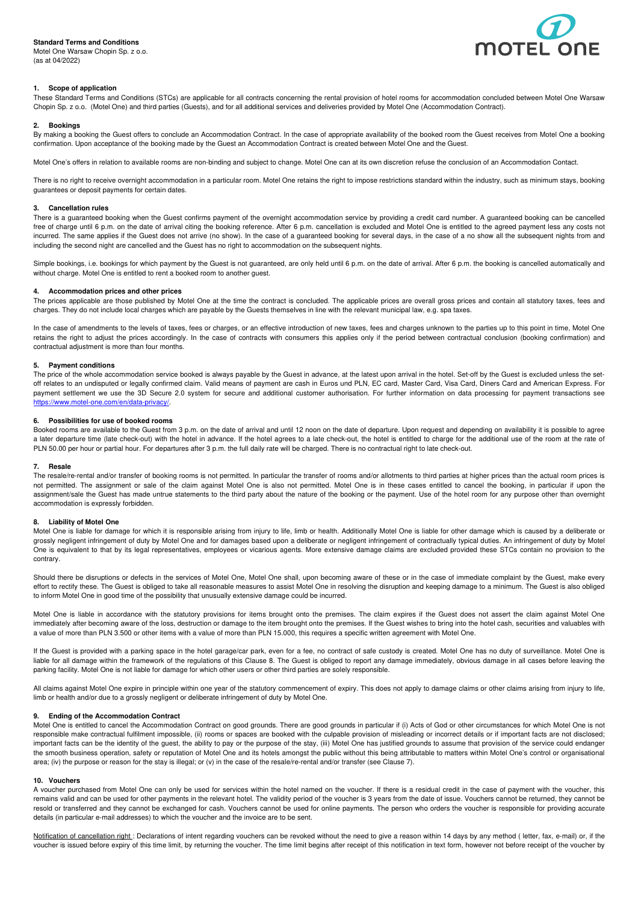**Standard Terms and Conditions**
Motel One Warsaw Chopin Sp. z o.o.
(as at 04/2022)

## 1. Scope of application

These Standard Terms and Conditions (STCs) are applicable for all contracts concerning the rental provision of hotel rooms for accommodation concluded between Motel One Warsaw Chopin Sp. z o.o. (Motel One) and third parties (Guests), and for all additional services and deliveries provided by Motel One (Accommodation Contract).

## 2. Bookings

By making a booking the Guest offers to conclude an Accommodation Contract. In the case of appropriate availability of the booked room the Guest receives from Motel One a booking confirmation. Upon acceptance of the booking made by the Guest an Accommodation Contract is created between Motel One and the Guest.

Motel One's offers in relation to available rooms are non-binding and subject to change. Motel One can at its own discretion refuse the conclusion of an Accommodation Contact.

There is no right to receive overnight accommodation in a particular room. Motel One retains the right to impose restrictions standard within the industry, such as minimum stays, booking guarantees or deposit payments for certain dates.

## 3. Cancellation rules

There is a guaranteed booking when the Guest confirms payment of the overnight accommodation service by providing a credit card number. A guaranteed booking can be cancelled free of charge until 6 p.m. on the date of arrival citing the booking reference. After 6 p.m. cancellation is excluded and Motel One is entitled to the agreed payment less any costs not incurred. The same applies if the Guest does not arrive (no show). In the case of a guaranteed booking for several days, in the case of a no show all the subsequent nights from and including the second night are cancelled and the Guest has no right to accommodation on the subsequent nights.

Simple bookings, i.e. bookings for which payment by the Guest is not guaranteed, are only held until 6 p.m. on the date of arrival. After 6 p.m. the booking is cancelled automatically and without charge. Motel One is entitled to rent a booked room to another guest.

## 4. Accommodation prices and other prices

The prices applicable are those published by Motel One at the time the contract is concluded. The applicable prices are overall gross prices and contain all statutory taxes, fees and charges. They do not include local charges which are payable by the Guests themselves in line with the relevant municipal law, e.g. spa taxes.

In the case of amendments to the levels of taxes, fees or charges, or an effective introduction of new taxes, fees and charges unknown to the parties up to this point in time, Motel One retains the right to adjust the prices accordingly. In the case of contracts with consumers this applies only if the period between contractual conclusion (booking confirmation) and contractual adjustment is more than four months.

## 5. Payment conditions

The price of the whole accommodation service booked is always payable by the Guest in advance, at the latest upon arrival in the hotel. Set-off by the Guest is excluded unless the set-off relates to an undisputed or legally confirmed claim. Valid means of payment are cash in Euros und PLN, EC card, Master Card, Visa Card, Diners Card and American Express. For payment settlement we use the 3D Secure 2.0 system for secure and additional customer authorisation. For further information on data processing for payment transactions see https://www.motel-one.com/en/data-privacy/.

## 6. Possibilities for use of booked rooms

Booked rooms are available to the Guest from 3 p.m. on the date of arrival and until 12 noon on the date of departure. Upon request and depending on availability it is possible to agree a later departure time (late check-out) with the hotel in advance. If the hotel agrees to a late check-out, the hotel is entitled to charge for the additional use of the room at the rate of PLN 50.00 per hour or partial hour. For departures after 3 p.m. the full daily rate will be charged. There is no contractual right to late check-out.

## 7. Resale

The resale/re-rental and/or transfer of booking rooms is not permitted. In particular the transfer of rooms and/or allotments to third parties at higher prices than the actual room prices is not permitted. The assignment or sale of the claim against Motel One is also not permitted. Motel One is in these cases entitled to cancel the booking, in particular if upon the assignment/sale the Guest has made untrue statements to the third party about the nature of the booking or the payment. Use of the hotel room for any purpose other than overnight accommodation is expressly forbidden.

## 8. Liability of Motel One

Motel One is liable for damage for which it is responsible arising from injury to life, limb or health. Additionally Motel One is liable for other damage which is caused by a deliberate or grossly negligent infringement of duty by Motel One and for damages based upon a deliberate or negligent infringement of contractually typical duties. An infringement of duty by Motel One is equivalent to that by its legal representatives, employees or vicarious agents. More extensive damage claims are excluded provided these STCs contain no provision to the contrary.

Should there be disruptions or defects in the services of Motel One, Motel One shall, upon becoming aware of these or in the case of immediate complaint by the Guest, make every effort to rectify these. The Guest is obliged to take all reasonable measures to assist Motel One in resolving the disruption and keeping damage to a minimum. The Guest is also obliged to inform Motel One in good time of the possibility that unusually extensive damage could be incurred.

Motel One is liable in accordance with the statutory provisions for items brought onto the premises. The claim expires if the Guest does not assert the claim against Motel One immediately after becoming aware of the loss, destruction or damage to the item brought onto the premises. If the Guest wishes to bring into the hotel cash, securities and valuables with a value of more than PLN 3.500 or other items with a value of more than PLN 15.000, this requires a specific written agreement with Motel One.

If the Guest is provided with a parking space in the hotel garage/car park, even for a fee, no contract of safe custody is created. Motel One has no duty of surveillance. Motel One is liable for all damage within the framework of the regulations of this Clause 8. The Guest is obliged to report any damage immediately, obvious damage in all cases before leaving the parking facility. Motel One is not liable for damage for which other users or other third parties are solely responsible.

All claims against Motel One expire in principle within one year of the statutory commencement of expiry. This does not apply to damage claims or other claims arising from injury to life, limb or health and/or due to a grossly negligent or deliberate infringement of duty by Motel One.

## 9. Ending of the Accommodation Contract

Motel One is entitled to cancel the Accommodation Contract on good grounds. There are good grounds in particular if (i) Acts of God or other circumstances for which Motel One is not responsible make contractual fulfilment impossible, (ii) rooms or spaces are booked with the culpable provision of misleading or incorrect details or if important facts are not disclosed; important facts can be the identity of the guest, the ability to pay or the purpose of the stay, (iii) Motel One has justified grounds to assume that provision of the service could endanger the smooth business operation, safety or reputation of Motel One and its hotels amongst the public without this being attributable to matters within Motel One's control or organisational area; (iv) the purpose or reason for the stay is illegal; or (v) in the case of the resale/re-rental and/or transfer (see Clause 7).

## 10. Vouchers

A voucher purchased from Motel One can only be used for services within the hotel named on the voucher. If there is a residual credit in the case of payment with the voucher, this remains valid and can be used for other payments in the relevant hotel. The validity period of the voucher is 3 years from the date of issue. Vouchers cannot be returned, they cannot be resold or transferred and they cannot be exchanged for cash. Vouchers cannot be used for online payments. The person who orders the voucher is responsible for providing accurate details (in particular e-mail addresses) to which the voucher and the invoice are to be sent.

Notification of cancellation right : Declarations of intent regarding vouchers can be revoked without the need to give a reason within 14 days by any method ( letter, fax, e-mail) or, if the voucher is issued before expiry of this time limit, by returning the voucher. The time limit begins after receipt of this notification in text form, however not before receipt of the voucher by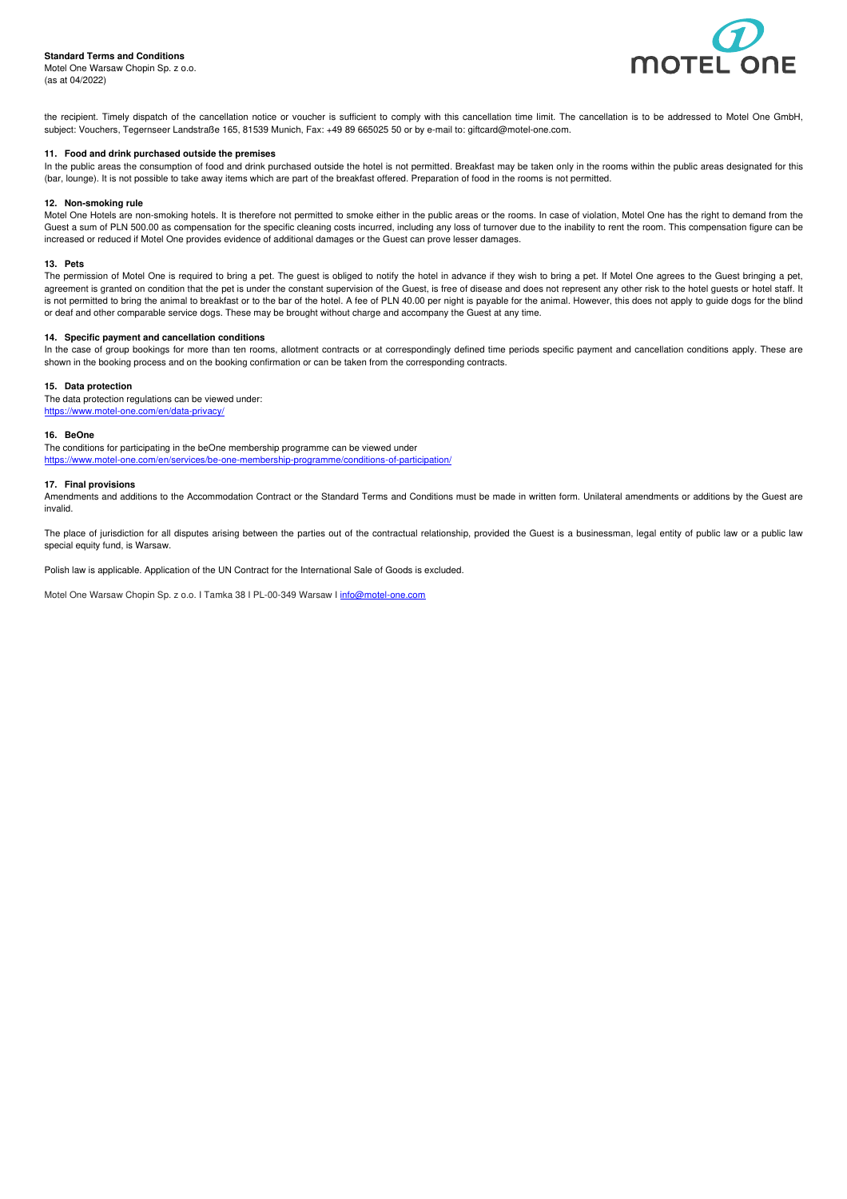the recipient. Timely dispatch of the cancellation notice or voucher is sufficient to comply with this cancellation time limit. The cancellation is to be addressed to Motel One GmbH, subject: Vouchers, Tegernseer Landstraße 165, 81539 Munich, Fax: +49 89 665025 50 or by e-mail to: giftcard@motel-one.com.

### 11. Food and drink purchased outside the premises

In the public areas the consumption of food and drink purchased outside the hotel is not permitted. Breakfast may be taken only in the rooms within the public areas designated for this (bar, lounge). It is not possible to take away items which are part of the breakfast offered. Preparation of food in the rooms is not permitted.

### 12. Non-smoking rule

Motel One Hotels are non-smoking hotels. It is therefore not permitted to smoke either in the public areas or the rooms. In case of violation, Motel One has the right to demand from the Guest a sum of PLN 500.00 as compensation for the specific cleaning costs incurred, including any loss of turnover due to the inability to rent the room. This compensation figure can be increased or reduced if Motel One provides evidence of additional damages or the Guest can prove lesser damages.

### 13. Pets

The permission of Motel One is required to bring a pet. The guest is obliged to notify the hotel in advance if they wish to bring a pet. If Motel One agrees to the Guest bringing a pet, agreement is granted on condition that the pet is under the constant supervision of the Guest, is free of disease and does not represent any other risk to the hotel guests or hotel staff. It is not permitted to bring the animal to breakfast or to the bar of the hotel. A fee of PLN 40.00 per night is payable for the animal. However, this does not apply to guide dogs for the blind or deaf and other comparable service dogs. These may be brought without charge and accompany the Guest at any time.

### 14. Specific payment and cancellation conditions

In the case of group bookings for more than ten rooms, allotment contracts or at correspondingly defined time periods specific payment and cancellation conditions apply. These are shown in the booking process and on the booking confirmation or can be taken from the corresponding contracts.

### 15. Data protection

The data protection regulations can be viewed under:
https://www.motel-one.com/en/data-privacy/

### 16. BeOne

The conditions for participating in the beOne membership programme can be viewed under
https://www.motel-one.com/en/services/be-one-membership-programme/conditions-of-participation/

### 17. Final provisions

Amendments and additions to the Accommodation Contract or the Standard Terms and Conditions must be made in written form. Unilateral amendments or additions by the Guest are invalid.

The place of jurisdiction for all disputes arising between the parties out of the contractual relationship, provided the Guest is a businessman, legal entity of public law or a public law special equity fund, is Warsaw.

Polish law is applicable. Application of the UN Contract for the International Sale of Goods is excluded.

Motel One Warsaw Chopin Sp. z o.o. I Tamka 38 I PL-00-349 Warsaw I info@motel-one.com